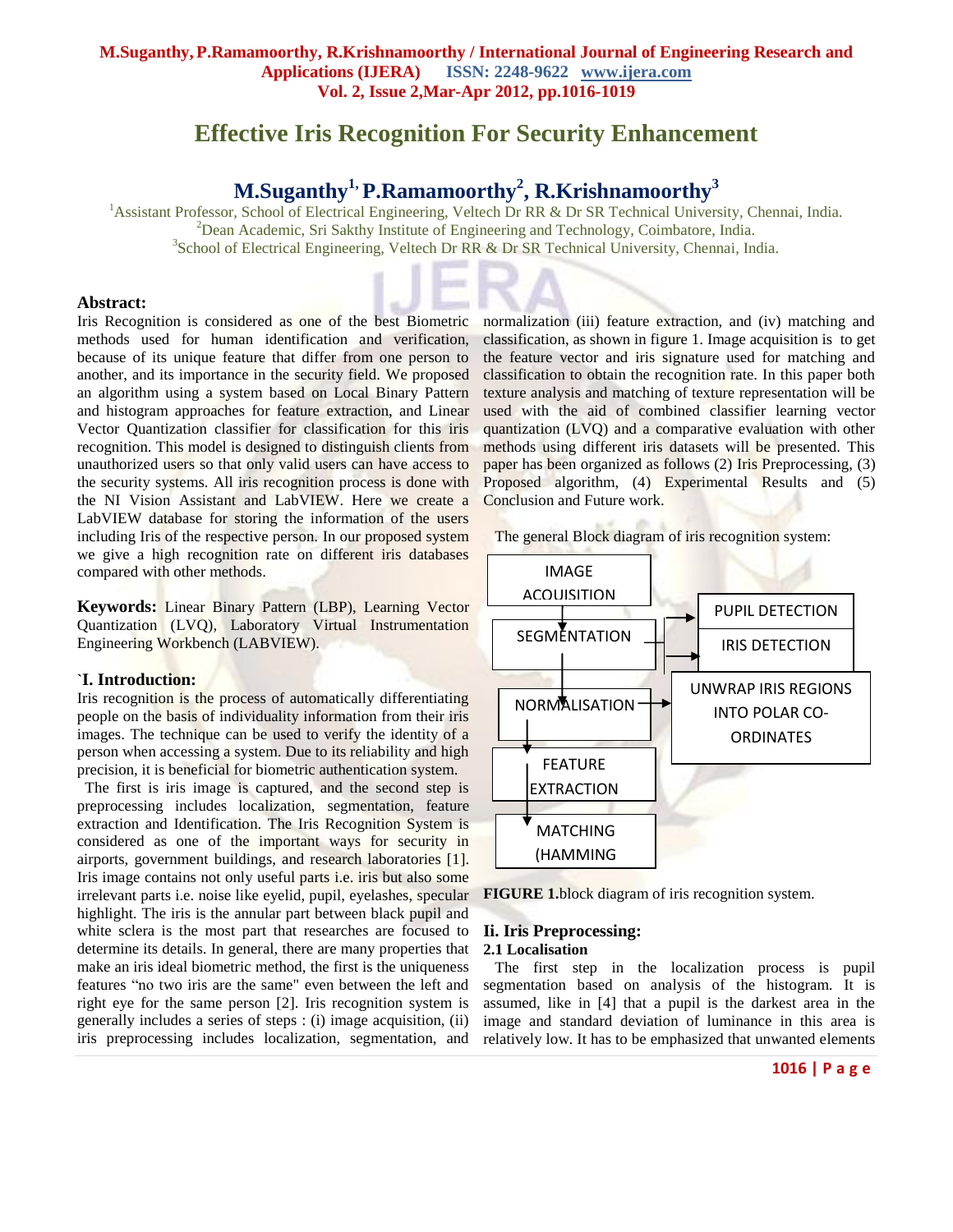# Effective Iris Recognition For Security Enhancement

## M.Suganthy[1], P.Ramamoorthy[2], R.Krishnamoorthy[3]

[1]Assistant Professor, School of Electrical Engineering, Veltech Dr RR & Dr SR Technical University, Chennai, India.
[2]Dean Academic, Sri Sakthy Institute of Engineering and Technology, Coimbatore, India.
[3]School of Electrical Engineering, Veltech Dr RR & Dr SR Technical University, Chennai, India.

**Abstract:**
Iris Recognition is considered as one of the best Biometric methods used for human identification and verification, because of its unique feature that differ from one person to another, and its importance in the security field. We proposed an algorithm using a system based on Local Binary Pattern and histogram approaches for feature extraction, and Linear Vector Quantization classifier for classification for this iris recognition. This model is designed to distinguish clients from unauthorized users so that only valid users can have access to the security systems. All iris recognition process is done with the NI Vision Assistant and LabVIEW. Here we create a LabVIEW database for storing the information of the users including Iris of the respective person. In our proposed system we give a high recognition rate on different iris databases compared with other methods.

**Keywords:** Linear Binary Pattern (LBP), Learning Vector Quantization (LVQ), Laboratory Virtual Instrumentation Engineering Workbench (LABVIEW).

### `I. Introduction:

Iris recognition is the process of automatically differentiating people on the basis of individuality information from their iris images. The technique can be used to verify the identity of a person when accessing a system. Due to its reliability and high precision, it is beneficial for biometric authentication system.

The first is iris image is captured, and the second step is preprocessing includes localization, segmentation, feature extraction and Identification. The Iris Recognition System is considered as one of the important ways for security in airports, government buildings, and research laboratories [1]. Iris image contains not only useful parts i.e. iris but also some irrelevant parts i.e. noise like eyelid, pupil, eyelashes, specular highlight. The iris is the annular part between black pupil and white sclera is the most part that researches are focused to determine its details. In general, there are many properties that make an iris ideal biometric method, the first is the uniqueness features "no two iris are the same" even between the left and right eye for the same person [2]. Iris recognition system is generally includes a series of steps : (i) image acquisition, (ii) iris preprocessing includes localization, segmentation, and normalization (iii) feature extraction, and (iv) matching and classification, as shown in figure 1. Image acquisition is to get the feature vector and iris signature used for matching and classification to obtain the recognition rate. In this paper both texture analysis and matching of texture representation will be used with the aid of combined classifier learning vector quantization (LVQ) and a comparative evaluation with other methods using different iris datasets will be presented. This paper has been organized as follows (2) Iris Preprocessing, (3) Proposed algorithm, (4) Experimental Results and (5) Conclusion and Future work.

The general Block diagram of iris recognition system:

IMAGE ACQUISITION → SEGMENTATION (→ PUPIL DETECTION, IRIS DETECTION) → NORMALISATION (→ UNWRAP IRIS REGIONS INTO POLAR CO-ORDINATES) → FEATURE EXTRACTION → MATCHING (HAMMING

**FIGURE 1.**block diagram of iris recognition system.

### Ii. Iris Preprocessing:

#### 2.1 Localisation

The first step in the localization process is pupil segmentation based on analysis of the histogram. It is assumed, like in [4] that a pupil is the darkest area in the image and standard deviation of luminance in this area is relatively low. It has to be emphasized that unwanted elements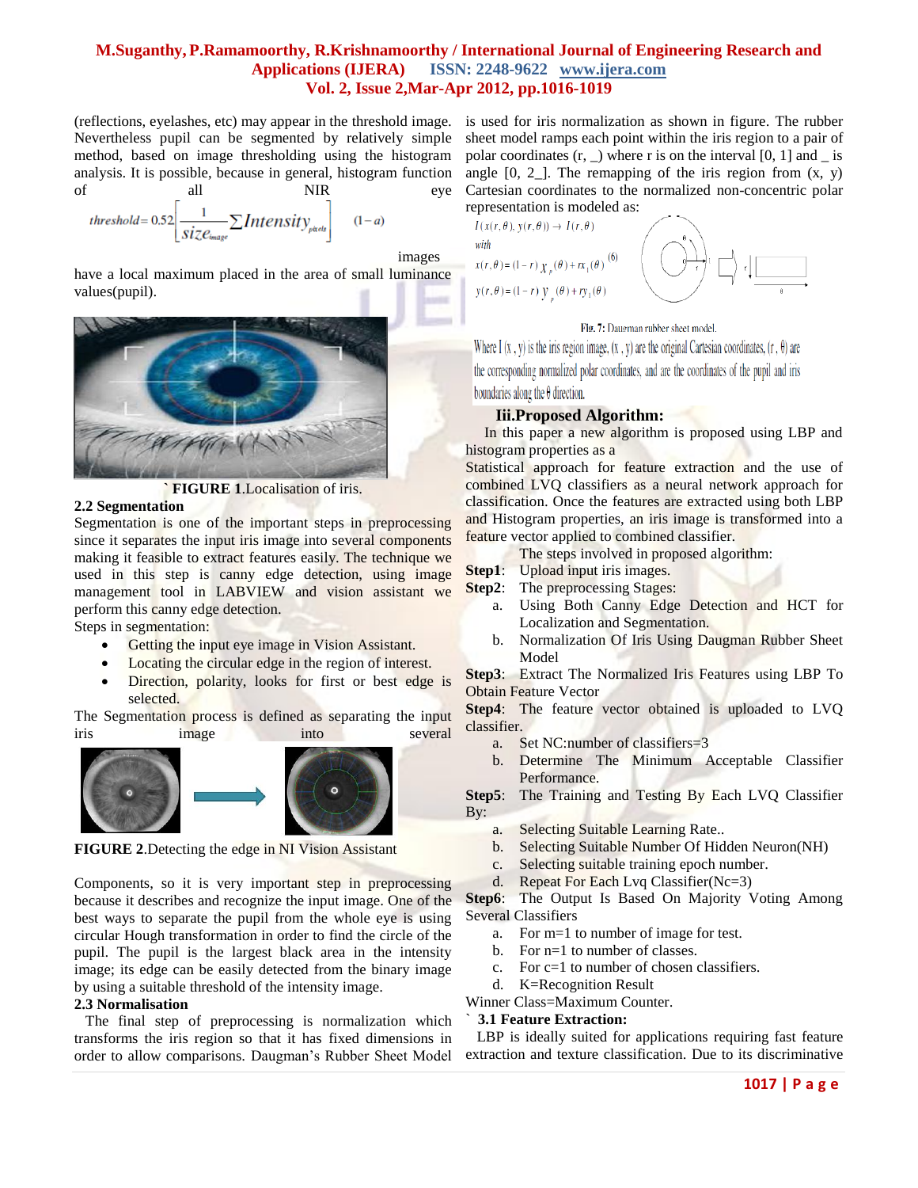(reflections, eyelashes, etc) may appear in the threshold image. Nevertheless pupil can be segmented by relatively simple method, based on image thresholding using the histogram analysis. It is possible, because in general, histogram function of all NIR eye

$$threshold = 0.52\left[\frac{1}{size_{image}}\sum Intensity_{pixels}\right] \quad (1-a)$$

images have a local maximum placed in the area of small luminance values(pupil).

` **FIGURE 1**.Localisation of iris.

### 2.2 Segmentation

Segmentation is one of the important steps in preprocessing since it separates the input iris image into several components making it feasible to extract features easily. The technique we used in this step is canny edge detection, using image management tool in LABVIEW and vision assistant we perform this canny edge detection.

Steps in segmentation:

- Getting the input eye image in Vision Assistant.
- Locating the circular edge in the region of interest.
- Direction, polarity, looks for first or best edge is selected.

The Segmentation process is defined as separating the input iris image into several

**FIGURE 2**.Detecting the edge in NI Vision Assistant

Components, so it is very important step in preprocessing because it describes and recognize the input image. One of the best ways to separate the pupil from the whole eye is using circular Hough transformation in order to find the circle of the pupil. The pupil is the largest black area in the intensity image; its edge can be easily detected from the binary image by using a suitable threshold of the intensity image.

### 2.3 Normalisation

The final step of preprocessing is normalization which transforms the iris region so that it has fixed dimensions in order to allow comparisons. Daugman's Rubber Sheet Model is used for iris normalization as shown in figure. The rubber sheet model ramps each point within the iris region to a pair of polar coordinates (r, _) where r is on the interval [0, 1] and _ is angle [0, 2_]. The remapping of the iris region from (x, y) Cartesian coordinates to the normalized non-concentric polar representation is modeled as:

$$I(x(r,\theta), y(r,\theta)) \rightarrow I(r,\theta)$$

with

$$x(r,\theta) = (1-r)\,x_p(\theta) + r x_i(\theta) \quad (6)$$

$$y(r,\theta) = (1-r)\,y_p(\theta) + r y_i(\theta)$$

Fig. 7: Daugman rubber sheet model.

Where $I(x, y)$ is the iris region image, $(x, y)$ are the original Cartesian coordinates, $(r, \theta)$ are the corresponding normalized polar coordinates, and are the coordinates of the pupil and iris boundaries along the $\theta$ direction.

## Iii.Proposed Algorithm:

In this paper a new algorithm is proposed using LBP and histogram properties as a Statistical approach for feature extraction and the use of combined LVQ classifiers as a neural network approach for classification. Once the features are extracted using both LBP and Histogram properties, an iris image is transformed into a feature vector applied to combined classifier.

The steps involved in proposed algorithm:

**Step1**: Upload input iris images.

**Step2**: The preprocessing Stages:

a. Using Both Canny Edge Detection and HCT for Localization and Segmentation.
b. Normalization Of Iris Using Daugman Rubber Sheet Model

**Step3**: Extract The Normalized Iris Features using LBP To Obtain Feature Vector

**Step4**: The feature vector obtained is uploaded to LVQ classifier.

a. Set NC:number of classifiers=3
b. Determine The Minimum Acceptable Classifier Performance.

**Step5**: The Training and Testing By Each LVQ Classifier By:

a. Selecting Suitable Learning Rate..
b. Selecting Suitable Number Of Hidden Neuron(NH)
c. Selecting suitable training epoch number.
d. Repeat For Each Lvq Classifier(Nc=3)

**Step6**: The Output Is Based On Majority Voting Among Several Classifiers

a. For m=1 to number of image for test.
b. For n=1 to number of classes.
c. For c=1 to number of chosen classifiers.
d. K=Recognition Result

Winner Class=Maximum Counter.

### ` 3.1 Feature Extraction:

LBP is ideally suited for applications requiring fast feature extraction and texture classification. Due to its discriminative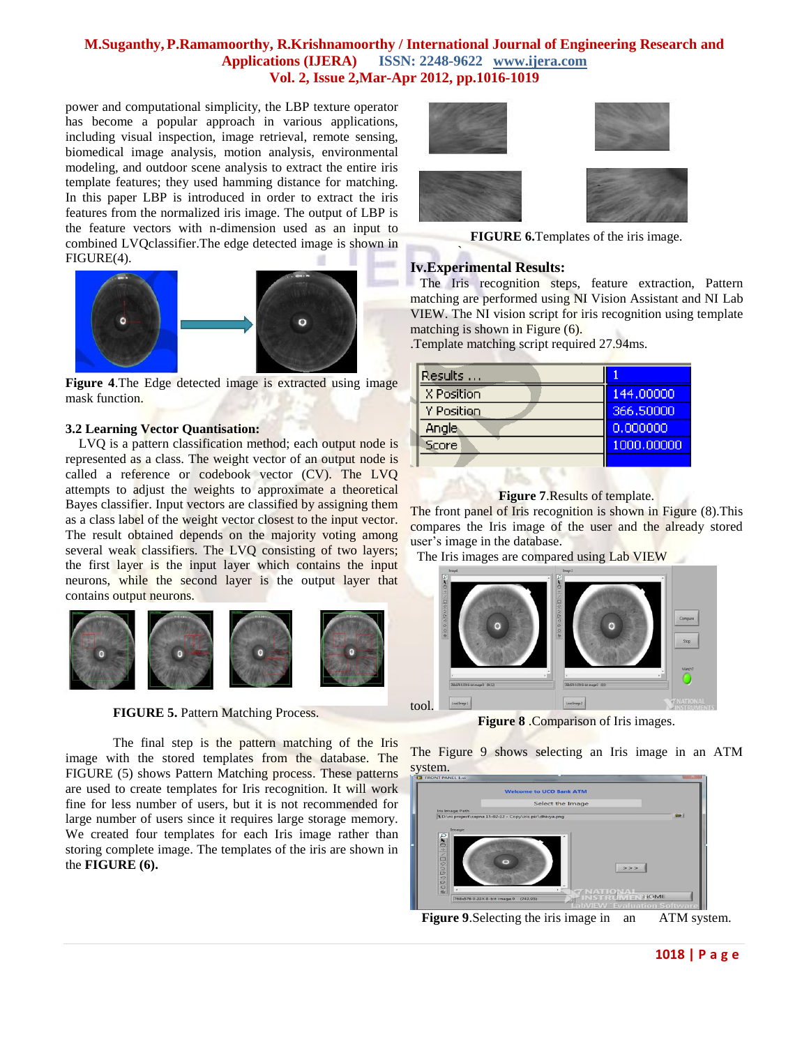power and computational simplicity, the LBP texture operator has become a popular approach in various applications, including visual inspection, image retrieval, remote sensing, biomedical image analysis, motion analysis, environmental modeling, and outdoor scene analysis to extract the entire iris template features; they used hamming distance for matching. In this paper LBP is introduced in order to extract the iris features from the normalized iris image. The output of LBP is the feature vectors with n-dimension used as an input to combined LVQclassifier.The edge detected image is shown in FIGURE(4).

**Figure 4**.The Edge detected image is extracted using image mask function.

### 3.2 Learning Vector Quantisation:

LVQ is a pattern classification method; each output node is represented as a class. The weight vector of an output node is called a reference or codebook vector (CV). The LVQ attempts to adjust the weights to approximate a theoretical Bayes classifier. Input vectors are classified by assigning them as a class label of the weight vector closest to the input vector. The result obtained depends on the majority voting among several weak classifiers. The LVQ consisting of two layers; the first layer is the input layer which contains the input neurons, while the second layer is the output layer that contains output neurons.

**FIGURE 5.** Pattern Matching Process.

The final step is the pattern matching of the Iris image with the stored templates from the database. The FIGURE (5) shows Pattern Matching process. These patterns are used to create templates for Iris recognition. It will work fine for less number of users, but it is not recommended for large number of users since it requires large storage memory. We created four templates for each Iris image rather than storing complete image. The templates of the iris are shown in the **FIGURE (6).**

**FIGURE 6.**Templates of the iris image.

## Iv.Experimental Results:

The Iris recognition steps, feature extraction, Pattern matching are performed using NI Vision Assistant and NI Lab VIEW. The NI vision script for iris recognition using template matching is shown in Figure (6).

.Template matching script required 27.94ms.

| Results ... | 1 |
|---|---|
| X Position | 144.00000 |
| Y Position | 366.50000 |
| Angle | 0.000000 |
| Score | 1000.00000 |

**Figure 7**.Results of template.

The front panel of Iris recognition is shown in Figure (8).This compares the Iris image of the user and the already stored user's image in the database.

The Iris images are compared using Lab VIEW tool.

**Figure 8** .Comparison of Iris images.

The Figure 9 shows selecting an Iris image in an ATM system.

**Figure 9**.Selecting the iris image in an ATM system.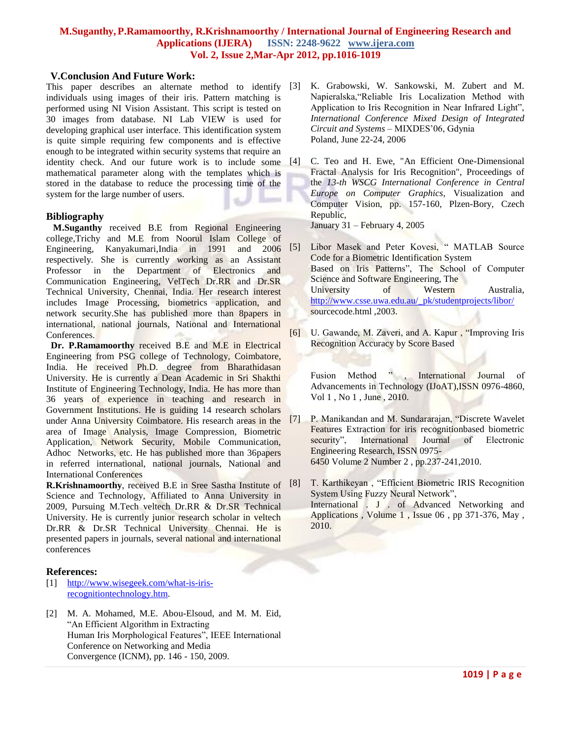## V.Conclusion And Future Work:

This paper describes an alternate method to identify individuals using images of their iris. Pattern matching is performed using NI Vision Assistant. This script is tested on 30 images from database. NI Lab VIEW is used for developing graphical user interface. This identification system is quite simple requiring few components and is effective enough to be integrated within security systems that require an identity check. And our future work is to include some mathematical parameter along with the templates which is stored in the database to reduce the processing time of the system for the large number of users.

## Bibliography

**M.Suganthy** received B.E from Regional Engineering college,Trichy and M.E from Noorul Islam College of Engineering, Kanyakumari,India in 1991 and 2006 respectively. She is currently working as an Assistant Professor in the Department of Electronics and Communication Engineering, VelTech Dr.RR and Dr.SR Technical University, Chennai, India. Her research interest includes Image Processing, biometrics application, and network security.She has published more than 8papers in international, national journals, National and International Conferences.

**Dr. P.Ramamoorthy** received B.E and M.E in Electrical Engineering from PSG college of Technology, Coimbatore, India. He received Ph.D. degree from Bharathidasan University. He is currently a Dean Academic in Sri Shakthi Institute of Engineering Technology, India. He has more than 36 years of experience in teaching and research in Government Institutions. He is guiding 14 research scholars under Anna University Coimbatore. His research areas in the area of Image Analysis, Image Compression, Biometric Application, Network Security, Mobile Communication, Adhoc Networks, etc. He has published more than 36papers in referred international, national journals, National and International Conferences

**R.Krishnamoorthy**, received B.E in Sree Sastha Institute of Science and Technology, Affiliated to Anna University in 2009, Pursuing M.Tech veltech Dr.RR & Dr.SR Technical University. He is currently junior research scholar in veltech Dr.RR & Dr.SR Technical University Chennai. He is presented papers in journals, several national and international conferences

## References:

[1] http://www.wisegeek.com/what-is-iris-recognitiontechnology.htm.

[2] M. A. Mohamed, M.E. Abou-Elsoud, and M. M. Eid, "An Efficient Algorithm in Extracting Human Iris Morphological Features", IEEE International Conference on Networking and Media Convergence (ICNM), pp. 146 - 150, 2009.

[3] K. Grabowski, W. Sankowski, M. Zubert and M. Napieralska,"Reliable Iris Localization Method with Application to Iris Recognition in Near Infrared Light", *International Conference Mixed Design of Integrated Circuit and Systems* – MIXDES'06, Gdynia Poland, June 22-24, 2006

[4] C. Teo and H. Ewe, "An Efficient One-Dimensional Fractal Analysis for Iris Recognition", Proceedings of the *13-th WSCG International Conference in Central Europe on Computer Graphics*, Visualization and Computer Vision, pp. 157-160, Plzen-Bory, Czech Republic, January 31 – February 4, 2005

[5] Libor Masek and Peter Kovesi, " MATLAB Source Code for a Biometric Identification System Based on Iris Patterns", The School of Computer Science and Software Engineering, The University of Western Australia, http://www.csse.uwa.edu.au/_pk/studentprojects/libor/ sourcecode.html ,2003.

[6] U. Gawande, M. Zaveri, and A. Kapur , "Improving Iris Recognition Accuracy by Score Based Fusion Method " , International Journal of Advancements in Technology (IJoAT),ISSN 0976-4860, Vol 1 , No 1 , June , 2010.

[7] P. Manikandan and M. Sundararajan, "Discrete Wavelet Features Extraction for iris recognitionbased biometric security", International Journal of Electronic Engineering Research, ISSN 0975-6450 Volume 2 Number 2 , pp.237-241,2010.

[8] T. Karthikeyan , "Efficient Biometric IRIS Recognition System Using Fuzzy Neural Network", International . J . of Advanced Networking and Applications , Volume 1 , Issue 06 , pp 371-376, May , 2010.